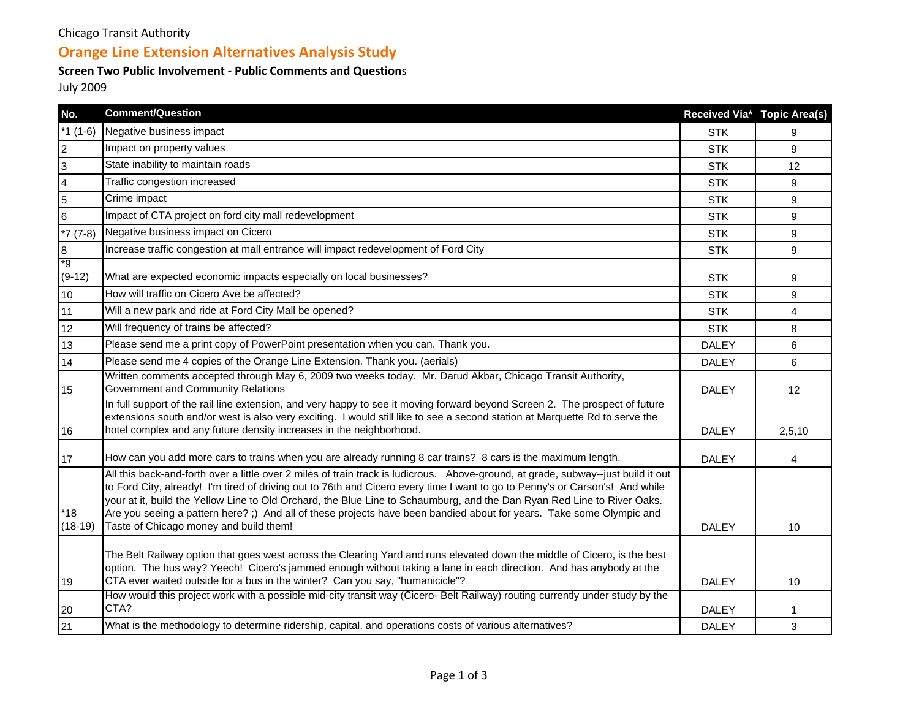Chicago Transit Authority

# Orange Line Extension Alternatives Analysis Study

### Screen Two Public Involvement - Public Comments and Questions

July 2009

| No. | Comment/Question | Received Via* | Topic Area(s) |
|---|---|---|---|
| *1 (1-6) | Negative business impact | STK | 9 |
| 2 | Impact on property values | STK | 9 |
| 3 | State inability to maintain roads | STK | 12 |
| 4 | Traffic congestion increased | STK | 9 |
| 5 | Crime impact | STK | 9 |
| 6 | Impact of CTA project on ford city mall redevelopment | STK | 9 |
| *7 (7-8) | Negative business impact on Cicero | STK | 9 |
| 8 | Increase traffic congestion at mall entrance will impact redevelopment of Ford City | STK | 9 |
| *9 (9-12) | What are expected economic impacts especially on local businesses? | STK | 9 |
| 10 | How will traffic on Cicero Ave be affected? | STK | 9 |
| 11 | Will a new park and ride at Ford City Mall be opened? | STK | 4 |
| 12 | Will frequency of trains be affected? | STK | 8 |
| 13 | Please send me a print copy of PowerPoint presentation when you can. Thank you. | DALEY | 6 |
| 14 | Please send me 4 copies of the Orange Line Extension. Thank you. (aerials) | DALEY | 6 |
| 15 | Written comments accepted through May 6, 2009 two weeks today. Mr. Darud Akbar, Chicago Transit Authority, Government and Community Relations | DALEY | 12 |
| 16 | In full support of the rail line extension, and very happy to see it moving forward beyond Screen 2. The prospect of future extensions south and/or west is also very exciting. I would still like to see a second station at Marquette Rd to serve the hotel complex and any future density increases in the neighborhood. | DALEY | 2,5,10 |
| 17 | How can you add more cars to trains when you are already running 8 car trains? 8 cars is the maximum length. | DALEY | 4 |
| *18 (18-19) | All this back-and-forth over a little over 2 miles of train track is ludicrous. Above-ground, at grade, subway--just build it out to Ford City, already! I'm tired of driving out to 76th and Cicero every time I want to go to Penny's or Carson's! And while your at it, build the Yellow Line to Old Orchard, the Blue Line to Schaumburg, and the Dan Ryan Red Line to River Oaks. Are you seeing a pattern here? ;) And all of these projects have been bandied about for years. Take some Olympic and Taste of Chicago money and build them! | DALEY | 10 |
| 19 | The Belt Railway option that goes west across the Clearing Yard and runs elevated down the middle of Cicero, is the best option. The bus way? Yeech! Cicero's jammed enough without taking a lane in each direction. And has anybody at the CTA ever waited outside for a bus in the winter? Can you say, "humanicicle"? | DALEY | 10 |
| 20 | How would this project work with a possible mid-city transit way (Cicero- Belt Railway) routing currently under study by the CTA? | DALEY | 1 |
| 21 | What is the methodology to determine ridership, capital, and operations costs of various alternatives? | DALEY | 3 |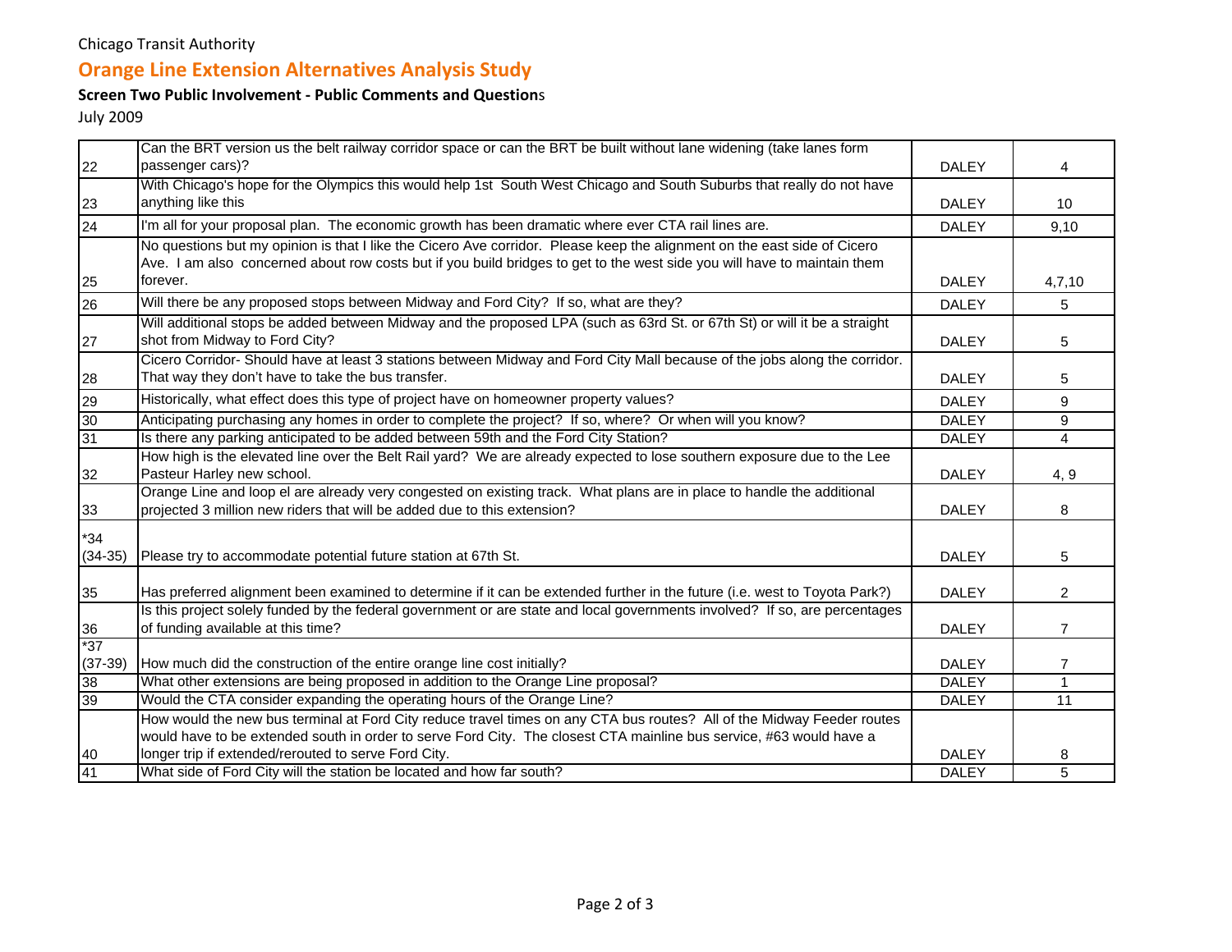Chicago Transit Authority

## Orange Line Extension Alternatives Analysis Study

### Screen Two Public Involvement - Public Comments and Questions

July 2009

| | | | |
|---|---|---|---|
| 22 | Can the BRT version us the belt railway corridor space or can the BRT be built without lane widening (take lanes form passenger cars)? | DALEY | 4 |
| 23 | With Chicago's hope for the Olympics this would help 1st South West Chicago and South Suburbs that really do not have anything like this | DALEY | 10 |
| 24 | I'm all for your proposal plan. The economic growth has been dramatic where ever CTA rail lines are. | DALEY | 9,10 |
| 25 | No questions but my opinion is that I like the Cicero Ave corridor. Please keep the alignment on the east side of Cicero Ave. I am also concerned about row costs but if you build bridges to get to the west side you will have to maintain them forever. | DALEY | 4,7,10 |
| 26 | Will there be any proposed stops between Midway and Ford City? If so, what are they? | DALEY | 5 |
| 27 | Will additional stops be added between Midway and the proposed LPA (such as 63rd St. or 67th St) or will it be a straight shot from Midway to Ford City? | DALEY | 5 |
| 28 | Cicero Corridor- Should have at least 3 stations between Midway and Ford City Mall because of the jobs along the corridor. That way they don't have to take the bus transfer. | DALEY | 5 |
| 29 | Historically, what effect does this type of project have on homeowner property values? | DALEY | 9 |
| 30 | Anticipating purchasing any homes in order to complete the project? If so, where? Or when will you know? | DALEY | 9 |
| 31 | Is there any parking anticipated to be added between 59th and the Ford City Station? | DALEY | 4 |
| 32 | How high is the elevated line over the Belt Rail yard? We are already expected to lose southern exposure due to the Lee Pasteur Harley new school. | DALEY | 4, 9 |
| 33 | Orange Line and loop el are already very congested on existing track. What plans are in place to handle the additional projected 3 million new riders that will be added due to this extension? | DALEY | 8 |
| *34 (34-35) | Please try to accommodate potential future station at 67th St. | DALEY | 5 |
| 35 | Has preferred alignment been examined to determine if it can be extended further in the future (i.e. west to Toyota Park?) | DALEY | 2 |
| 36 | Is this project solely funded by the federal government or are state and local governments involved? If so, are percentages of funding available at this time? | DALEY | 7 |
| *37 (37-39) | How much did the construction of the entire orange line cost initially? | DALEY | 7 |
| 38 | What other extensions are being proposed in addition to the Orange Line proposal? | DALEY | 1 |
| 39 | Would the CTA consider expanding the operating hours of the Orange Line? | DALEY | 11 |
| 40 | How would the new bus terminal at Ford City reduce travel times on any CTA bus routes? All of the Midway Feeder routes would have to be extended south in order to serve Ford City. The closest CTA mainline bus service, #63 would have a longer trip if extended/rerouted to serve Ford City. | DALEY | 8 |
| 41 | What side of Ford City will the station be located and how far south? | DALEY | 5 |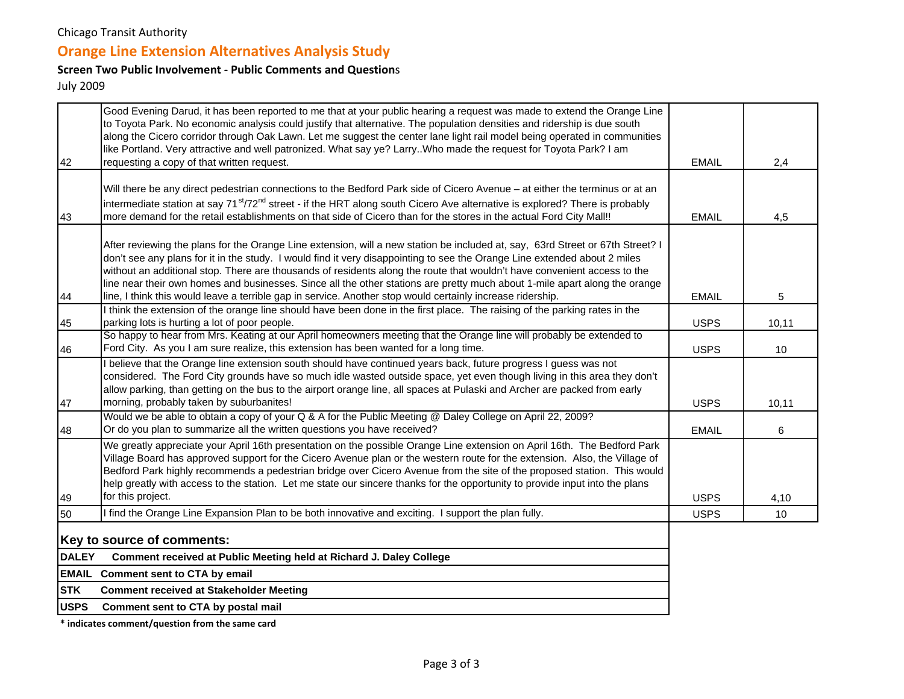Chicago Transit Authority

## Orange Line Extension Alternatives Analysis Study

### Screen Two Public Involvement - Public Comments and Questions

July 2009

| | | | |
|---|---|---|---|
| 42 | Good Evening Darud, it has been reported to me that at your public hearing a request was made to extend the Orange Line to Toyota Park. No economic analysis could justify that alternative. The population densities and ridership is due south along the Cicero corridor through Oak Lawn. Let me suggest the center lane light rail model being operated in communities like Portland. Very attractive and well patronized. What say ye? Larry..Who made the request for Toyota Park? I am requesting a copy of that written request. | EMAIL | 2,4 |
| 43 | Will there be any direct pedestrian connections to the Bedford Park side of Cicero Avenue – at either the terminus or at an intermediate station at say 71st/72nd street - if the HRT along south Cicero Ave alternative is explored? There is probably more demand for the retail establishments on that side of Cicero than for the stores in the actual Ford City Mall!! | EMAIL | 4,5 |
| 44 | After reviewing the plans for the Orange Line extension, will a new station be included at, say, 63rd Street or 67th Street? I don't see any plans for it in the study. I would find it very disappointing to see the Orange Line extended about 2 miles without an additional stop. There are thousands of residents along the route that wouldn't have convenient access to the line near their own homes and businesses. Since all the other stations are pretty much about 1-mile apart along the orange line, I think this would leave a terrible gap in service. Another stop would certainly increase ridership. | EMAIL | 5 |
| 45 | I think the extension of the orange line should have been done in the first place. The raising of the parking rates in the parking lots is hurting a lot of poor people. | USPS | 10,11 |
| 46 | So happy to hear from Mrs. Keating at our April homeowners meeting that the Orange line will probably be extended to Ford City. As you I am sure realize, this extension has been wanted for a long time. | USPS | 10 |
| 47 | I believe that the Orange line extension south should have continued years back, future progress I guess was not considered. The Ford City grounds have so much idle wasted outside space, yet even though living in this area they don't allow parking, than getting on the bus to the airport orange line, all spaces at Pulaski and Archer are packed from early morning, probably taken by suburbanites! | USPS | 10,11 |
| 48 | Would we be able to obtain a copy of your Q & A for the Public Meeting @ Daley College on April 22, 2009? Or do you plan to summarize all the written questions you have received? | EMAIL | 6 |
| 49 | We greatly appreciate your April 16th presentation on the possible Orange Line extension on April 16th. The Bedford Park Village Board has approved support for the Cicero Avenue plan or the western route for the extension. Also, the Village of Bedford Park highly recommends a pedestrian bridge over Cicero Avenue from the site of the proposed station. This would help greatly with access to the station. Let me state our sincere thanks for the opportunity to provide input into the plans for this project. | USPS | 4,10 |
| 50 | I find the Orange Line Expansion Plan to be both innovative and exciting. I support the plan fully. | USPS | 10 |

**Key to source of comments:**

| | |
|---|---|
| **DALEY** | **Comment received at Public Meeting held at Richard J. Daley College** |
| **EMAIL** | **Comment sent to CTA by email** |
| **STK** | **Comment received at Stakeholder Meeting** |
| **USPS** | **Comment sent to CTA by postal mail** |

**\* indicates comment/question from the same card**